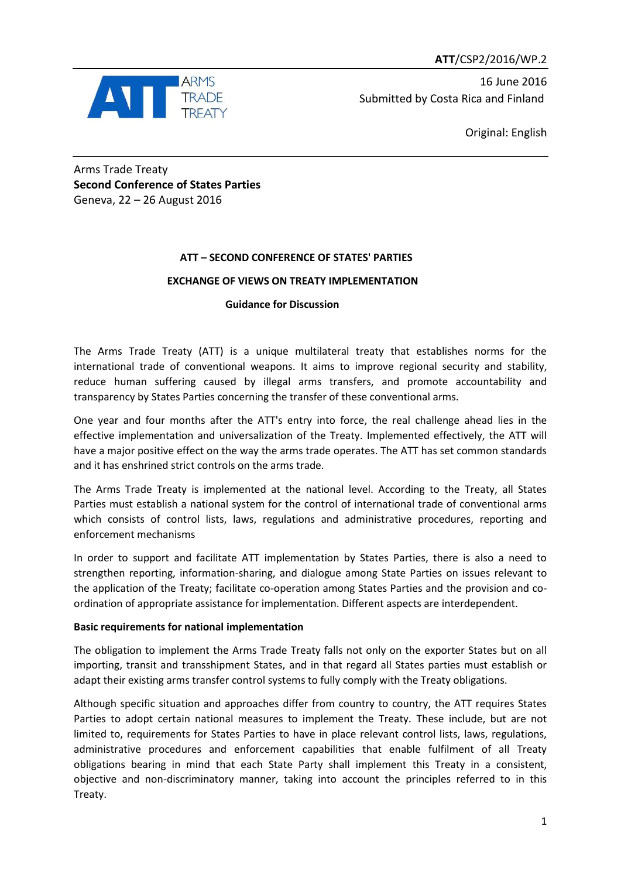**ATT**/CSP2/2016/WP.2

16 June 2016
Submitted by Costa Rica and Finland

Original: English

Arms Trade Treaty
**Second Conference of States Parties**
Geneva, 22 – 26 August 2016

**ATT – SECOND CONFERENCE OF STATES' PARTIES**

**EXCHANGE OF VIEWS ON TREATY IMPLEMENTATION**

**Guidance for Discussion**

The Arms Trade Treaty (ATT) is a unique multilateral treaty that establishes norms for the international trade of conventional weapons. It aims to improve regional security and stability, reduce human suffering caused by illegal arms transfers, and promote accountability and transparency by States Parties concerning the transfer of these conventional arms.

One year and four months after the ATT's entry into force, the real challenge ahead lies in the effective implementation and universalization of the Treaty. Implemented effectively, the ATT will have a major positive effect on the way the arms trade operates. The ATT has set common standards and it has enshrined strict controls on the arms trade.

The Arms Trade Treaty is implemented at the national level. According to the Treaty, all States Parties must establish a national system for the control of international trade of conventional arms which consists of control lists, laws, regulations and administrative procedures, reporting and enforcement mechanisms

In order to support and facilitate ATT implementation by States Parties, there is also a need to strengthen reporting, information-sharing, and dialogue among State Parties on issues relevant to the application of the Treaty; facilitate co-operation among States Parties and the provision and co-ordination of appropriate assistance for implementation. Different aspects are interdependent.

**Basic requirements for national implementation**

The obligation to implement the Arms Trade Treaty falls not only on the exporter States but on all importing, transit and transshipment States, and in that regard all States parties must establish or adapt their existing arms transfer control systems to fully comply with the Treaty obligations.

Although specific situation and approaches differ from country to country, the ATT requires States Parties to adopt certain national measures to implement the Treaty. These include, but are not limited to, requirements for States Parties to have in place relevant control lists, laws, regulations, administrative procedures and enforcement capabilities that enable fulfilment of all Treaty obligations bearing in mind that each State Party shall implement this Treaty in a consistent, objective and non-discriminatory manner, taking into account the principles referred to in this Treaty.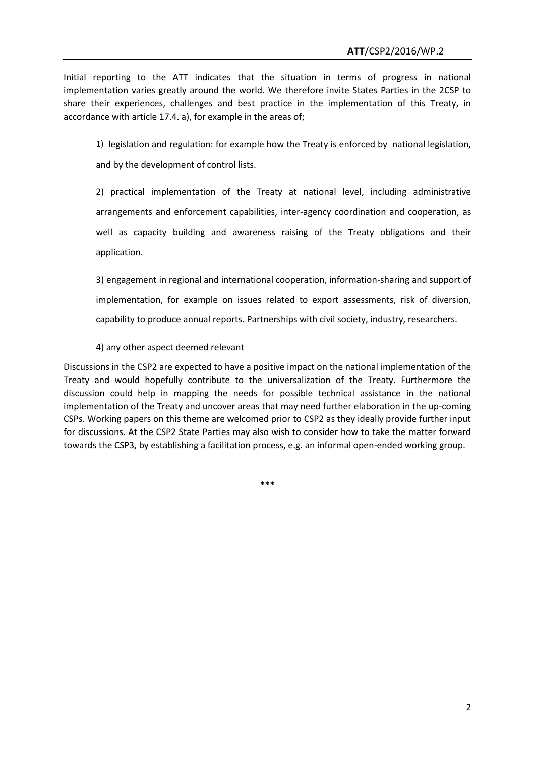Initial reporting to the ATT indicates that the situation in terms of progress in national implementation varies greatly around the world. We therefore invite States Parties in the 2CSP to share their experiences, challenges and best practice in the implementation of this Treaty, in accordance with article 17.4. a), for example in the areas of;

1) legislation and regulation: for example how the Treaty is enforced by national legislation, and by the development of control lists.

2) practical implementation of the Treaty at national level, including administrative arrangements and enforcement capabilities, inter-agency coordination and cooperation, as well as capacity building and awareness raising of the Treaty obligations and their application.

3) engagement in regional and international cooperation, information-sharing and support of implementation, for example on issues related to export assessments, risk of diversion, capability to produce annual reports. Partnerships with civil society, industry, researchers.

4) any other aspect deemed relevant

Discussions in the CSP2 are expected to have a positive impact on the national implementation of the Treaty and would hopefully contribute to the universalization of the Treaty. Furthermore the discussion could help in mapping the needs for possible technical assistance in the national implementation of the Treaty and uncover areas that may need further elaboration in the up-coming CSPs. Working papers on this theme are welcomed prior to CSP2 as they ideally provide further input for discussions. At the CSP2 State Parties may also wish to consider how to take the matter forward towards the CSP3, by establishing a facilitation process, e.g. an informal open-ended working group.

***